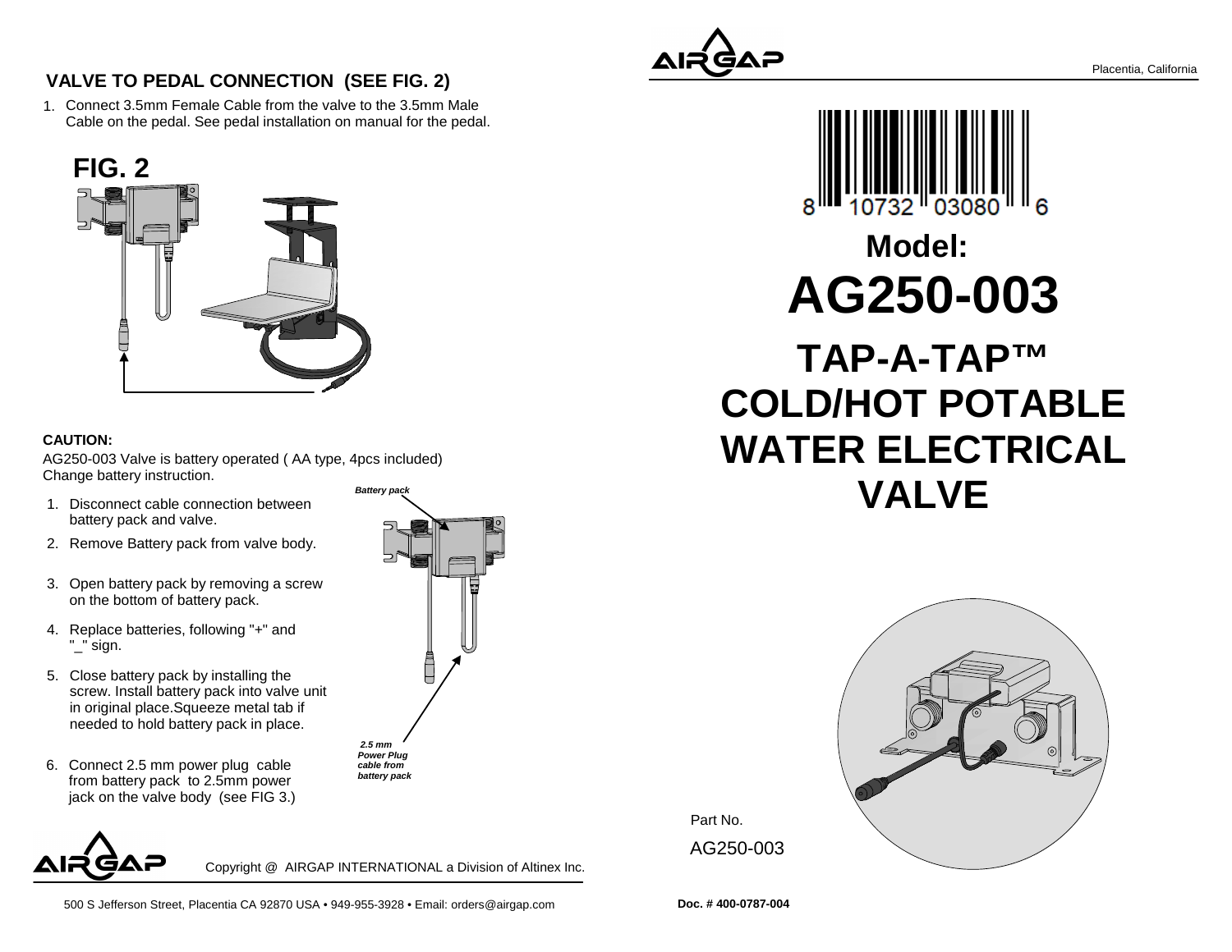## VALVE TO PEDAL CONNECTION (SEE FIG. 2)

1. Connect 3.5mm Female Cable from the valve to the 3.5mm Male Cable on the pedal. See pedal installation on manual for the pedal.

**FIG. 2**

**CAUTION:**

AG250-003 Valve is battery operated ( AA type, 4pcs included)
Change battery instruction.

1. Disconnect cable connection between battery pack and valve.
2. Remove Battery pack from valve body.
3. Open battery pack by removing a screw on the bottom of battery pack.
4. Replace batteries, following "+" and "_" sign.
5. Close battery pack by installing the screw. Install battery pack into valve unit in original place.Squeeze metal tab if needed to hold battery pack in place.
6. Connect 2.5 mm power plug cable from battery pack to 2.5mm power jack on the valve body (see FIG 3.)

***Battery pack***

***2.5 mm Power Plug cable from battery pack***

Copyright @ AIRGAP INTERNATIONAL a Division of Altinex Inc.

500 S Jefferson Street, Placentia CA 92870 USA • 949-955-3928 • Email: orders@airgap.com

Placentia, California

8 10732 03080 6

# Model:

# AG250-003

# TAP-A-TAP™ COLD/HOT POTABLE WATER ELECTRICAL VALVE

Part No.

AG250-003

**Doc. # 400-0787-004**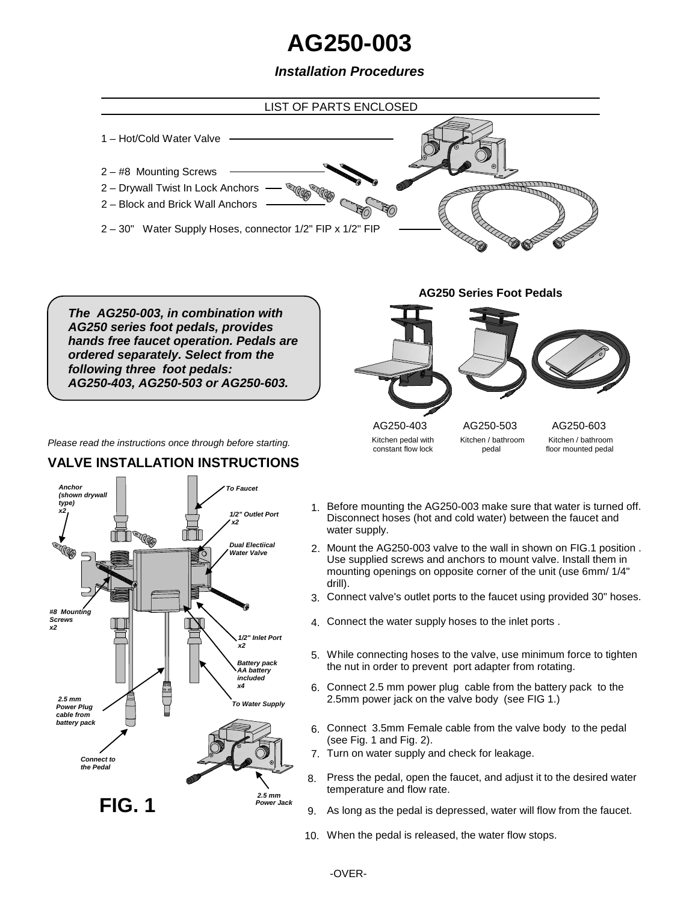# AG250-003

***Installation Procedures***

LIST OF PARTS ENCLOSED

1 – Hot/Cold Water Valve

2 – #8 Mounting Screws

2 – Drywall Twist In Lock Anchors

2 – Block and Brick Wall Anchors

2 – 30" Water Supply Hoses, connector 1/2" FIP x 1/2" FIP

***The AG250-003, in combination with AG250 series foot pedals, provides hands free faucet operation. Pedals are ordered separately. Select from the following three foot pedals: AG250-403, AG250-503 or AG250-603.***

**AG250 Series Foot Pedals**

AG250-403
Kitchen pedal with constant flow lock

AG250-503
Kitchen / bathroom pedal

AG250-603
Kitchen / bathroom floor mounted pedal

*Please read the instructions once through before starting.*

## VALVE INSTALLATION INSTRUCTIONS

Anchor (shown drywall type) x2

To Faucet

1/2" Outlet Port x2

Dual Electiical Water Valve

#8 Mounting Screws x2

1/2" Inlet Port x2

Battery pack AA battery included x4

2.5 mm Power Plug cable from battery pack

To Water Supply

Connect to the Pedal

2.5 mm Power Jack

**FIG. 1**

1. Before mounting the AG250-003 make sure that water is turned off. Disconnect hoses (hot and cold water) between the faucet and water supply.
2. Mount the AG250-003 valve to the wall in shown on FIG.1 position . Use supplied screws and anchors to mount valve. Install them in mounting openings on opposite corner of the unit (use 6mm/ 1/4" drill).
3. Connect valve's outlet ports to the faucet using provided 30" hoses.
4. Connect the water supply hoses to the inlet ports .
5. While connecting hoses to the valve, use minimum force to tighten the nut in order to prevent port adapter from rotating.
6. Connect 2.5 mm power plug cable from the battery pack to the 2.5mm power jack on the valve body (see FIG 1.)
6. Connect 3.5mm Female cable from the valve body to the pedal (see Fig. 1 and Fig. 2).
7. Turn on water supply and check for leakage.
8. Press the pedal, open the faucet, and adjust it to the desired water temperature and flow rate.
9. As long as the pedal is depressed, water will flow from the faucet.
10. When the pedal is released, the water flow stops.

-OVER-